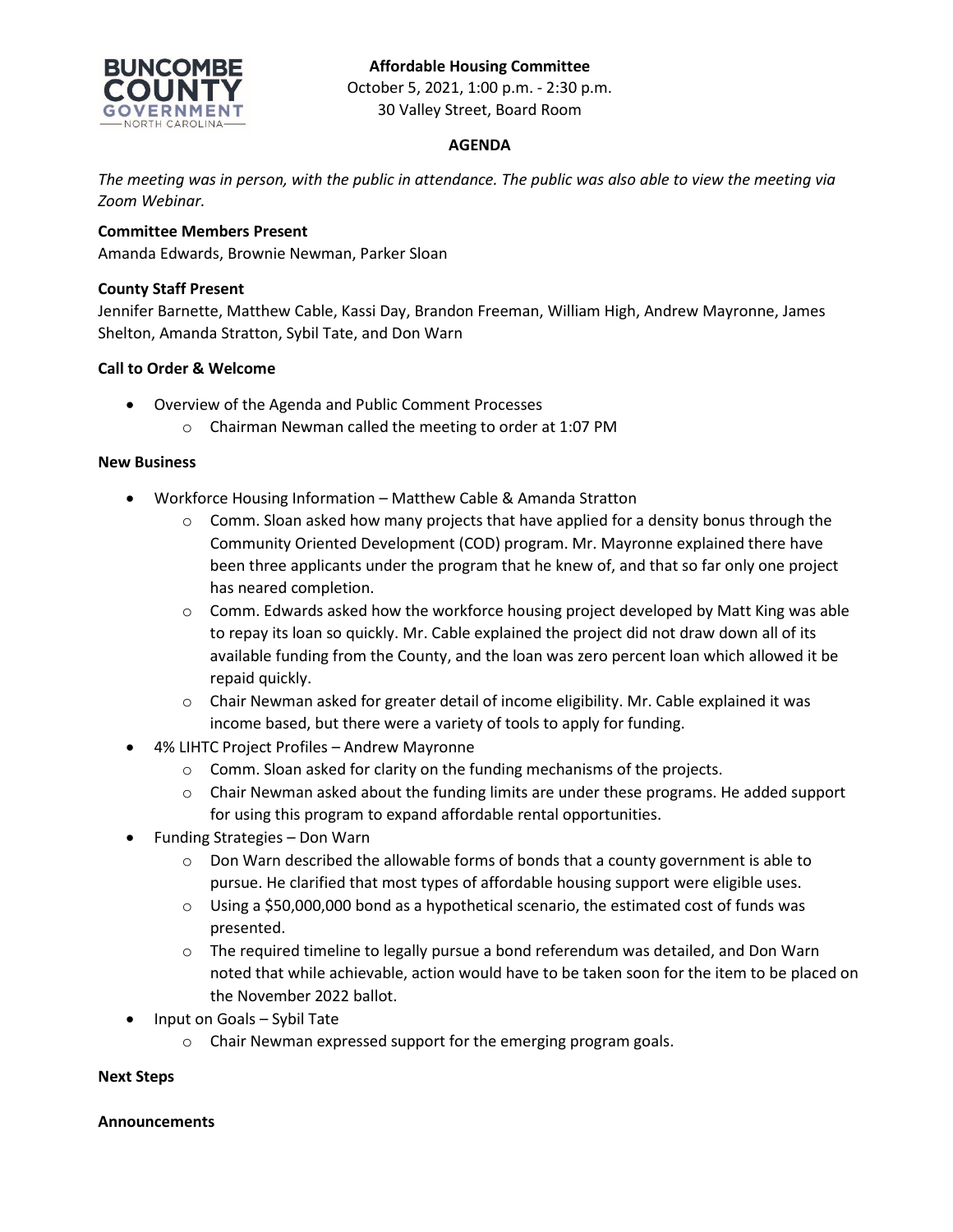**Affordable Housing Committee**
October 5, 2021, 1:00 p.m. - 2:30 p.m.
30 Valley Street, Board Room

**AGENDA**

*The meeting was in person, with the public in attendance. The public was also able to view the meeting via Zoom Webinar.*

**Committee Members Present**
Amanda Edwards, Brownie Newman, Parker Sloan

**County Staff Present**
Jennifer Barnette, Matthew Cable, Kassi Day, Brandon Freeman, William High, Andrew Mayronne, James Shelton, Amanda Stratton, Sybil Tate, and Don Warn

**Call to Order & Welcome**

- Overview of the Agenda and Public Comment Processes
  - Chairman Newman called the meeting to order at 1:07 PM

**New Business**

- Workforce Housing Information – Matthew Cable & Amanda Stratton
  - Comm. Sloan asked how many projects that have applied for a density bonus through the Community Oriented Development (COD) program. Mr. Mayronne explained there have been three applicants under the program that he knew of, and that so far only one project has neared completion.
  - Comm. Edwards asked how the workforce housing project developed by Matt King was able to repay its loan so quickly. Mr. Cable explained the project did not draw down all of its available funding from the County, and the loan was zero percent loan which allowed it be repaid quickly.
  - Chair Newman asked for greater detail of income eligibility. Mr. Cable explained it was income based, but there were a variety of tools to apply for funding.
- 4% LIHTC Project Profiles – Andrew Mayronne
  - Comm. Sloan asked for clarity on the funding mechanisms of the projects.
  - Chair Newman asked about the funding limits are under these programs. He added support for using this program to expand affordable rental opportunities.
- Funding Strategies – Don Warn
  - Don Warn described the allowable forms of bonds that a county government is able to pursue. He clarified that most types of affordable housing support were eligible uses.
  - Using a $50,000,000 bond as a hypothetical scenario, the estimated cost of funds was presented.
  - The required timeline to legally pursue a bond referendum was detailed, and Don Warn noted that while achievable, action would have to be taken soon for the item to be placed on the November 2022 ballot.
- Input on Goals – Sybil Tate
  - Chair Newman expressed support for the emerging program goals.

**Next Steps**

**Announcements**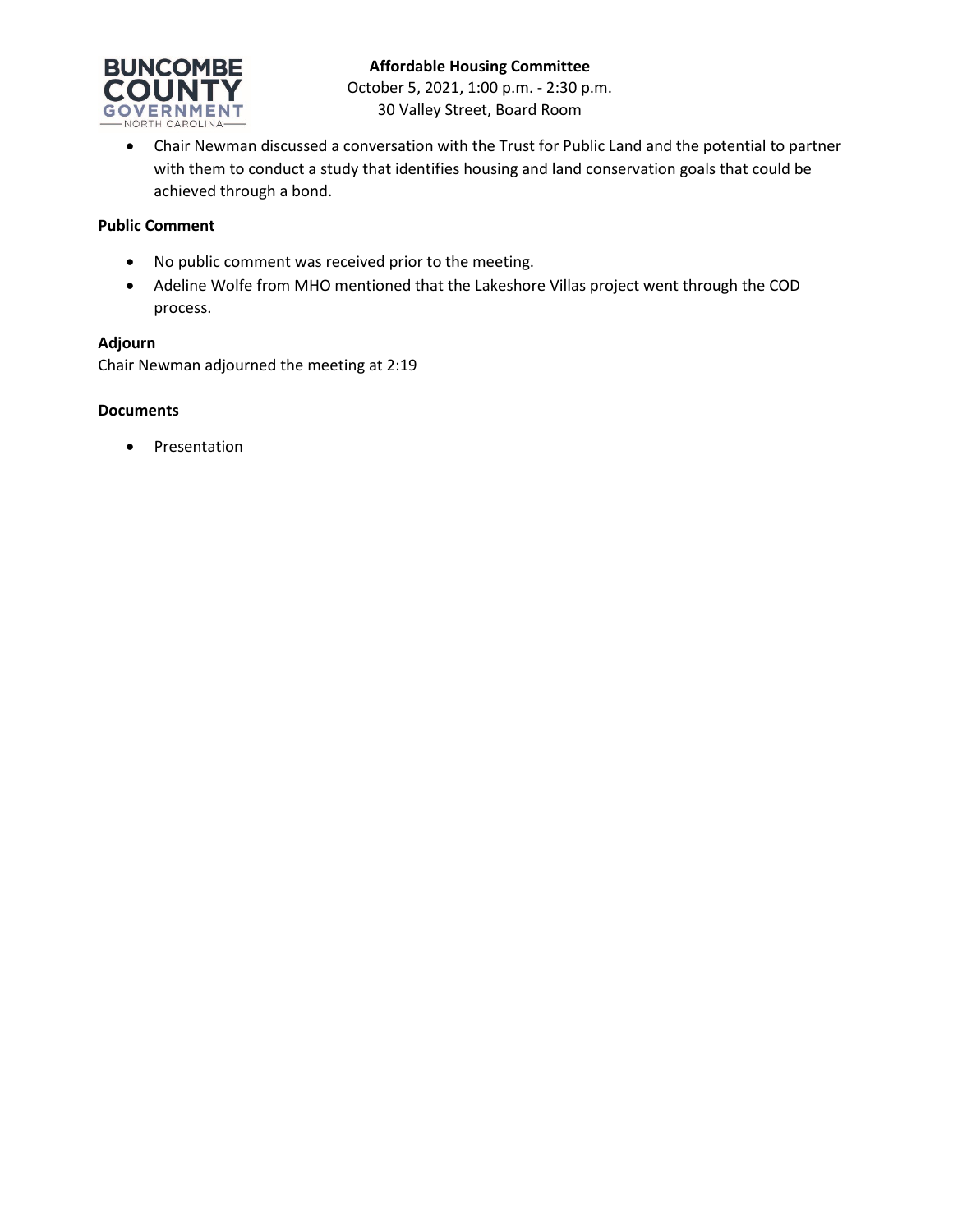- Chair Newman discussed a conversation with the Trust for Public Land and the potential to partner with them to conduct a study that identifies housing and land conservation goals that could be achieved through a bond.

**Public Comment**

- No public comment was received prior to the meeting.
- Adeline Wolfe from MHO mentioned that the Lakeshore Villas project went through the COD process.

**Adjourn**

Chair Newman adjourned the meeting at 2:19

**Documents**

- Presentation